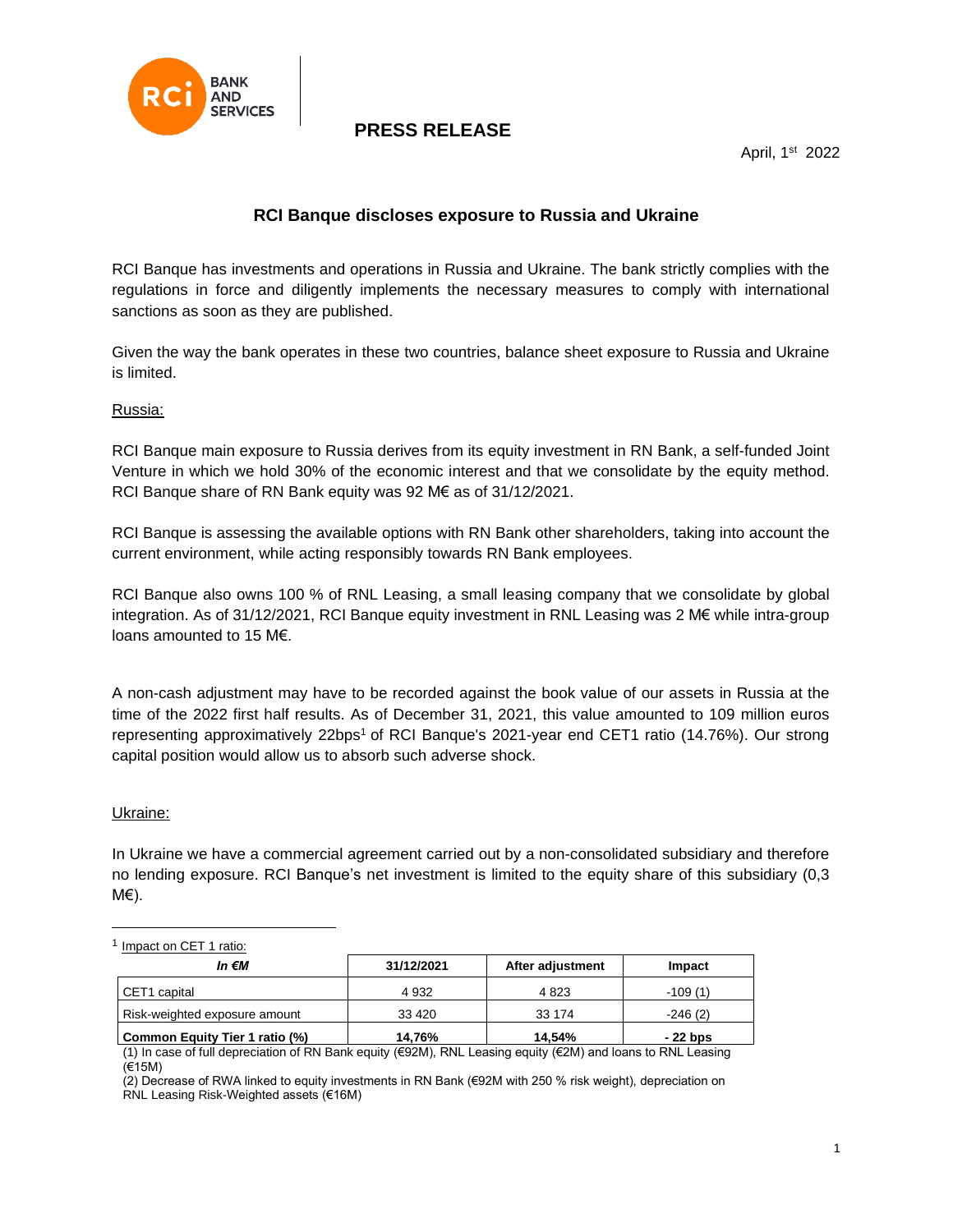# PRESS RELEASE

April, 1st 2022

## RCI Banque discloses exposure to Russia and Ukraine

RCI Banque has investments and operations in Russia and Ukraine. The bank strictly complies with the regulations in force and diligently implements the necessary measures to comply with international sanctions as soon as they are published.

Given the way the bank operates in these two countries, balance sheet exposure to Russia and Ukraine is limited.

### Russia:

RCI Banque main exposure to Russia derives from its equity investment in RN Bank, a self-funded Joint Venture in which we hold 30% of the economic interest and that we consolidate by the equity method. RCI Banque share of RN Bank equity was 92 M€ as of 31/12/2021.

RCI Banque is assessing the available options with RN Bank other shareholders, taking into account the current environment, while acting responsibly towards RN Bank employees.

RCI Banque also owns 100 % of RNL Leasing, a small leasing company that we consolidate by global integration. As of 31/12/2021, RCI Banque equity investment in RNL Leasing was 2 M€ while intra-group loans amounted to 15 M€.

A non-cash adjustment may have to be recorded against the book value of our assets in Russia at the time of the 2022 first half results. As of December 31, 2021, this value amounted to 109 million euros representing approximatively 22bps[1] of RCI Banque's 2021-year end CET1 ratio (14.76%). Our strong capital position would allow us to absorb such adverse shock.

### Ukraine:

In Ukraine we have a commercial agreement carried out by a non-consolidated subsidiary and therefore no lending exposure. RCI Banque's net investment is limited to the equity share of this subsidiary (0,3 M€).

---

[1] Impact on CET 1 ratio:

| *In €M* | 31/12/2021 | After adjustment | Impact |
|---|---|---|---|
| CET1 capital | 4 932 | 4 823 | -109 (1) |
| Risk-weighted exposure amount | 33 420 | 33 174 | -246 (2) |
| **Common Equity Tier 1 ratio (%)** | **14,76%** | **14,54%** | **- 22 bps** |

(1) In case of full depreciation of RN Bank equity (€92M), RNL Leasing equity (€2M) and loans to RNL Leasing (€15M)

(2) Decrease of RWA linked to equity investments in RN Bank (€92M with 250 % risk weight), depreciation on RNL Leasing Risk-Weighted assets (€16M)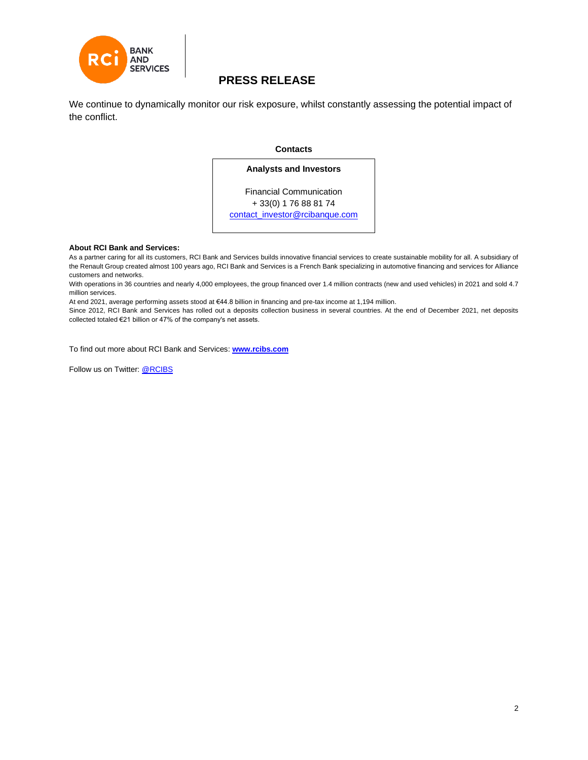We continue to dynamically monitor our risk exposure, whilst constantly assessing the potential impact of the conflict.

**Contacts**

**Analysts and Investors**

Financial Communication
+ 33(0) 1 76 88 81 74
contact_investor@rcibanque.com

**About RCI Bank and Services:**

As a partner caring for all its customers, RCI Bank and Services builds innovative financial services to create sustainable mobility for all. A subsidiary of the Renault Group created almost 100 years ago, RCI Bank and Services is a French Bank specializing in automotive financing and services for Alliance customers and networks.

With operations in 36 countries and nearly 4,000 employees, the group financed over 1.4 million contracts (new and used vehicles) in 2021 and sold 4.7 million services.

At end 2021, average performing assets stood at €44.8 billion in financing and pre-tax income at 1,194 million.

Since 2012, RCI Bank and Services has rolled out a deposits collection business in several countries. At the end of December 2021, net deposits collected totaled €21 billion or 47% of the company's net assets.

To find out more about RCI Bank and Services: **www.rcibs.com**

Follow us on Twitter: @RCIBS